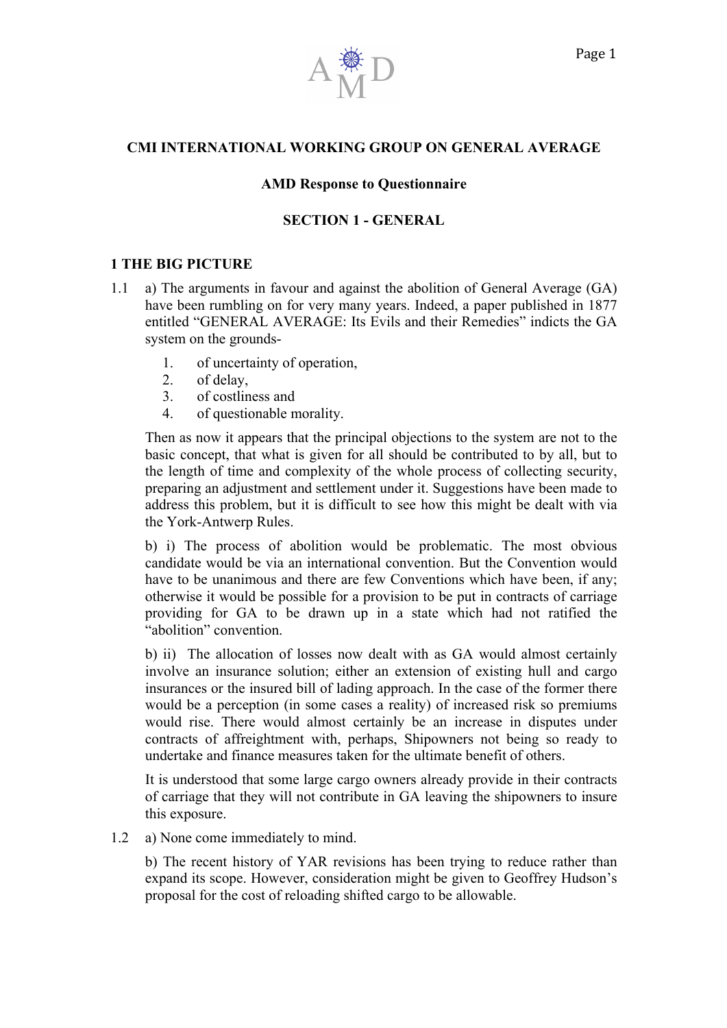## CMI INTERNATIONAL WORKING GROUP ON GENERAL AVERAGE

### AMD Response to Questionnaire

### SECTION 1 - GENERAL

#### 1 THE BIG PICTURE

1.1 a) The arguments in favour and against the abolition of General Average (GA) have been rumbling on for very many years. Indeed, a paper published in 1877 entitled "GENERAL AVERAGE: Its Evils and their Remedies" indicts the GA system on the grounds-

1. of uncertainty of operation,
2. of delay,
3. of costliness and
4. of questionable morality.

Then as now it appears that the principal objections to the system are not to the basic concept, that what is given for all should be contributed to by all, but to the length of time and complexity of the whole process of collecting security, preparing an adjustment and settlement under it. Suggestions have been made to address this problem, but it is difficult to see how this might be dealt with via the York-Antwerp Rules.

b) i) The process of abolition would be problematic. The most obvious candidate would be via an international convention. But the Convention would have to be unanimous and there are few Conventions which have been, if any; otherwise it would be possible for a provision to be put in contracts of carriage providing for GA to be drawn up in a state which had not ratified the "abolition" convention.

b) ii) The allocation of losses now dealt with as GA would almost certainly involve an insurance solution; either an extension of existing hull and cargo insurances or the insured bill of lading approach. In the case of the former there would be a perception (in some cases a reality) of increased risk so premiums would rise. There would almost certainly be an increase in disputes under contracts of affreightment with, perhaps, Shipowners not being so ready to undertake and finance measures taken for the ultimate benefit of others.

It is understood that some large cargo owners already provide in their contracts of carriage that they will not contribute in GA leaving the shipowners to insure this exposure.

1.2 a) None come immediately to mind.

b) The recent history of YAR revisions has been trying to reduce rather than expand its scope. However, consideration might be given to Geoffrey Hudson's proposal for the cost of reloading shifted cargo to be allowable.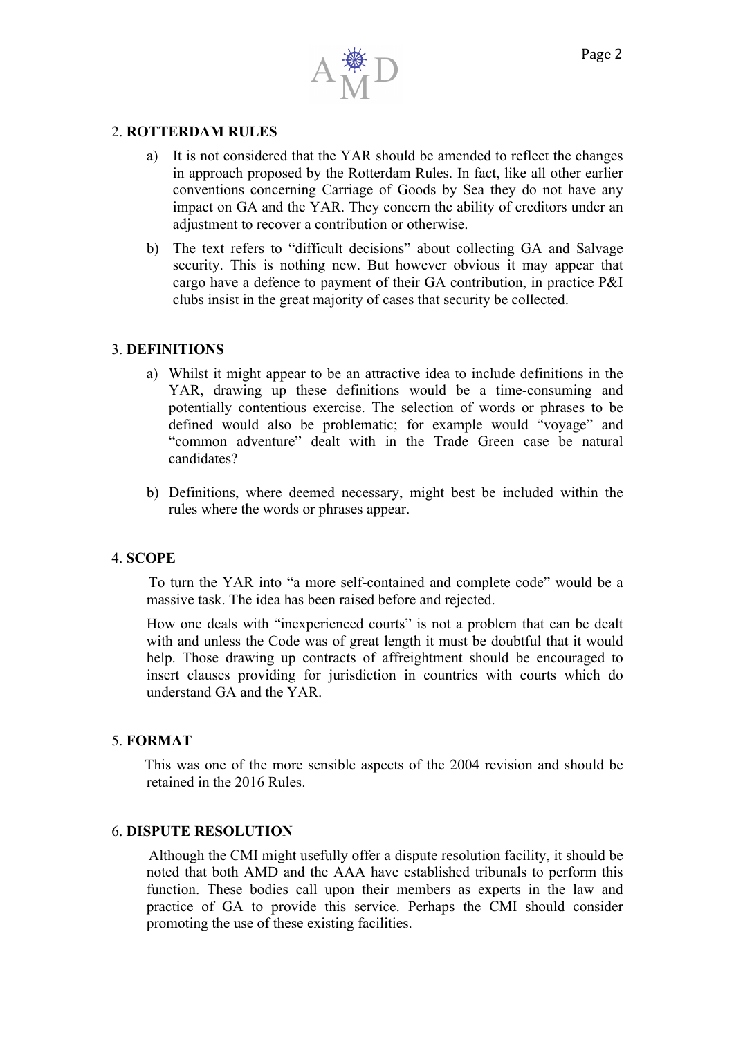## 2. ROTTERDAM RULES

a) It is not considered that the YAR should be amended to reflect the changes in approach proposed by the Rotterdam Rules. In fact, like all other earlier conventions concerning Carriage of Goods by Sea they do not have any impact on GA and the YAR. They concern the ability of creditors under an adjustment to recover a contribution or otherwise.

b) The text refers to "difficult decisions" about collecting GA and Salvage security. This is nothing new. But however obvious it may appear that cargo have a defence to payment of their GA contribution, in practice P&I clubs insist in the great majority of cases that security be collected.

## 3. DEFINITIONS

a) Whilst it might appear to be an attractive idea to include definitions in the YAR, drawing up these definitions would be a time-consuming and potentially contentious exercise. The selection of words or phrases to be defined would also be problematic; for example would "voyage" and "common adventure" dealt with in the Trade Green case be natural candidates?

b) Definitions, where deemed necessary, might best be included within the rules where the words or phrases appear.

## 4. SCOPE

To turn the YAR into "a more self-contained and complete code" would be a massive task. The idea has been raised before and rejected.

How one deals with "inexperienced courts" is not a problem that can be dealt with and unless the Code was of great length it must be doubtful that it would help. Those drawing up contracts of affreightment should be encouraged to insert clauses providing for jurisdiction in countries with courts which do understand GA and the YAR.

## 5. FORMAT

This was one of the more sensible aspects of the 2004 revision and should be retained in the 2016 Rules.

## 6. DISPUTE RESOLUTION

Although the CMI might usefully offer a dispute resolution facility, it should be noted that both AMD and the AAA have established tribunals to perform this function. These bodies call upon their members as experts in the law and practice of GA to provide this service. Perhaps the CMI should consider promoting the use of these existing facilities.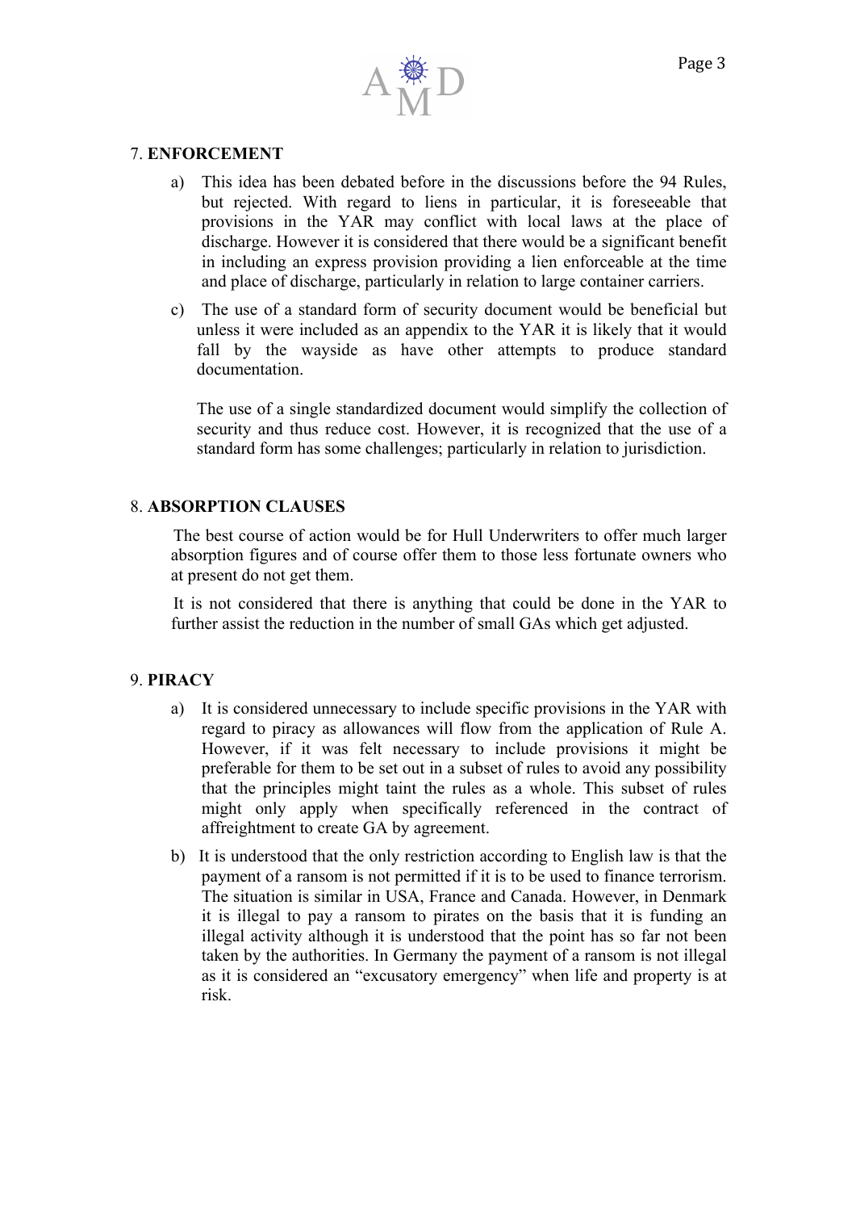## 7. ENFORCEMENT

a) This idea has been debated before in the discussions before the 94 Rules, but rejected. With regard to liens in particular, it is foreseeable that provisions in the YAR may conflict with local laws at the place of discharge. However it is considered that there would be a significant benefit in including an express provision providing a lien enforceable at the time and place of discharge, particularly in relation to large container carriers.

c) The use of a standard form of security document would be beneficial but unless it were included as an appendix to the YAR it is likely that it would fall by the wayside as have other attempts to produce standard documentation.

The use of a single standardized document would simplify the collection of security and thus reduce cost. However, it is recognized that the use of a standard form has some challenges; particularly in relation to jurisdiction.

## 8. ABSORPTION CLAUSES

The best course of action would be for Hull Underwriters to offer much larger absorption figures and of course offer them to those less fortunate owners who at present do not get them.

It is not considered that there is anything that could be done in the YAR to further assist the reduction in the number of small GAs which get adjusted.

## 9. PIRACY

a) It is considered unnecessary to include specific provisions in the YAR with regard to piracy as allowances will flow from the application of Rule A. However, if it was felt necessary to include provisions it might be preferable for them to be set out in a subset of rules to avoid any possibility that the principles might taint the rules as a whole. This subset of rules might only apply when specifically referenced in the contract of affreightment to create GA by agreement.

b) It is understood that the only restriction according to English law is that the payment of a ransom is not permitted if it is to be used to finance terrorism. The situation is similar in USA, France and Canada. However, in Denmark it is illegal to pay a ransom to pirates on the basis that it is funding an illegal activity although it is understood that the point has so far not been taken by the authorities. In Germany the payment of a ransom is not illegal as it is considered an "excusatory emergency" when life and property is at risk.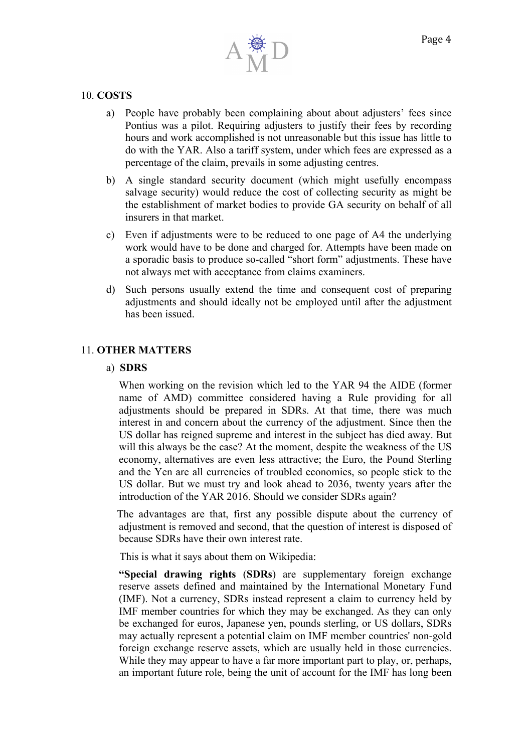## 10. COSTS

a) People have probably been complaining about about adjusters' fees since Pontius was a pilot. Requiring adjusters to justify their fees by recording hours and work accomplished is not unreasonable but this issue has little to do with the YAR. Also a tariff system, under which fees are expressed as a percentage of the claim, prevails in some adjusting centres.

b) A single standard security document (which might usefully encompass salvage security) would reduce the cost of collecting security as might be the establishment of market bodies to provide GA security on behalf of all insurers in that market.

c) Even if adjustments were to be reduced to one page of A4 the underlying work would have to be done and charged for. Attempts have been made on a sporadic basis to produce so-called "short form" adjustments. These have not always met with acceptance from claims examiners.

d) Such persons usually extend the time and consequent cost of preparing adjustments and should ideally not be employed until after the adjustment has been issued.

## 11. OTHER MATTERS

### a) SDRS

When working on the revision which led to the YAR 94 the AIDE (former name of AMD) committee considered having a Rule providing for all adjustments should be prepared in SDRs. At that time, there was much interest in and concern about the currency of the adjustment. Since then the US dollar has reigned supreme and interest in the subject has died away. But will this always be the case? At the moment, despite the weakness of the US economy, alternatives are even less attractive; the Euro, the Pound Sterling and the Yen are all currencies of troubled economies, so people stick to the US dollar. But we must try and look ahead to 2036, twenty years after the introduction of the YAR 2016. Should we consider SDRs again?

The advantages are that, first any possible dispute about the currency of adjustment is removed and second, that the question of interest is disposed of because SDRs have their own interest rate.

This is what it says about them on Wikipedia:

**"Special drawing rights** (**SDRs**) are supplementary foreign exchange reserve assets defined and maintained by the International Monetary Fund (IMF). Not a currency, SDRs instead represent a claim to currency held by IMF member countries for which they may be exchanged. As they can only be exchanged for euros, Japanese yen, pounds sterling, or US dollars, SDRs may actually represent a potential claim on IMF member countries' non-gold foreign exchange reserve assets, which are usually held in those currencies. While they may appear to have a far more important part to play, or, perhaps, an important future role, being the unit of account for the IMF has long been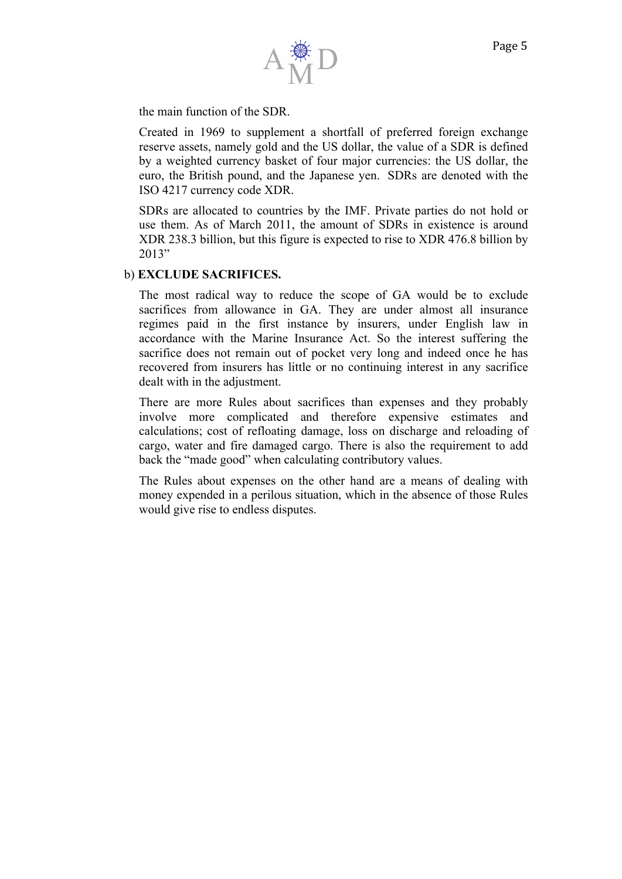the main function of the SDR.

Created in 1969 to supplement a shortfall of preferred foreign exchange reserve assets, namely gold and the US dollar, the value of a SDR is defined by a weighted currency basket of four major currencies: the US dollar, the euro, the British pound, and the Japanese yen. SDRs are denoted with the ISO 4217 currency code XDR.

SDRs are allocated to countries by the IMF. Private parties do not hold or use them. As of March 2011, the amount of SDRs in existence is around XDR 238.3 billion, but this figure is expected to rise to XDR 476.8 billion by 2013"

b) **EXCLUDE SACRIFICES.**

The most radical way to reduce the scope of GA would be to exclude sacrifices from allowance in GA. They are under almost all insurance regimes paid in the first instance by insurers, under English law in accordance with the Marine Insurance Act. So the interest suffering the sacrifice does not remain out of pocket very long and indeed once he has recovered from insurers has little or no continuing interest in any sacrifice dealt with in the adjustment.

There are more Rules about sacrifices than expenses and they probably involve more complicated and therefore expensive estimates and calculations; cost of refloating damage, loss on discharge and reloading of cargo, water and fire damaged cargo. There is also the requirement to add back the "made good" when calculating contributory values.

The Rules about expenses on the other hand are a means of dealing with money expended in a perilous situation, which in the absence of those Rules would give rise to endless disputes.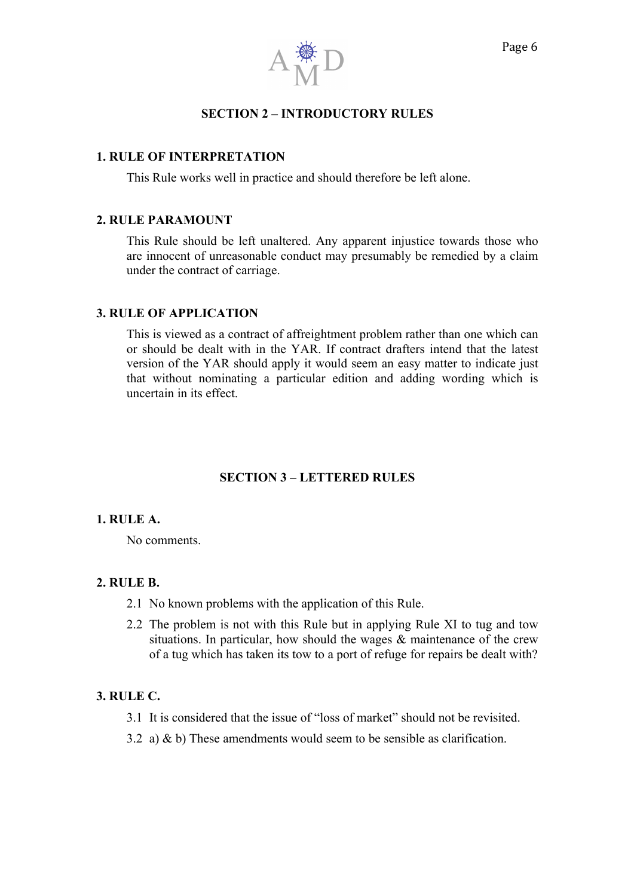## SECTION 2 – INTRODUCTORY RULES

### 1. RULE OF INTERPRETATION

This Rule works well in practice and should therefore be left alone.

### 2. RULE PARAMOUNT

This Rule should be left unaltered. Any apparent injustice towards those who are innocent of unreasonable conduct may presumably be remedied by a claim under the contract of carriage.

### 3. RULE OF APPLICATION

This is viewed as a contract of affreightment problem rather than one which can or should be dealt with in the YAR. If contract drafters intend that the latest version of the YAR should apply it would seem an easy matter to indicate just that without nominating a particular edition and adding wording which is uncertain in its effect.

## SECTION 3 – LETTERED RULES

### 1. RULE A.

No comments.

### 2. RULE B.

2.1 No known problems with the application of this Rule.

2.2 The problem is not with this Rule but in applying Rule XI to tug and tow situations. In particular, how should the wages & maintenance of the crew of a tug which has taken its tow to a port of refuge for repairs be dealt with?

### 3. RULE C.

3.1 It is considered that the issue of "loss of market" should not be revisited.

3.2 a) & b) These amendments would seem to be sensible as clarification.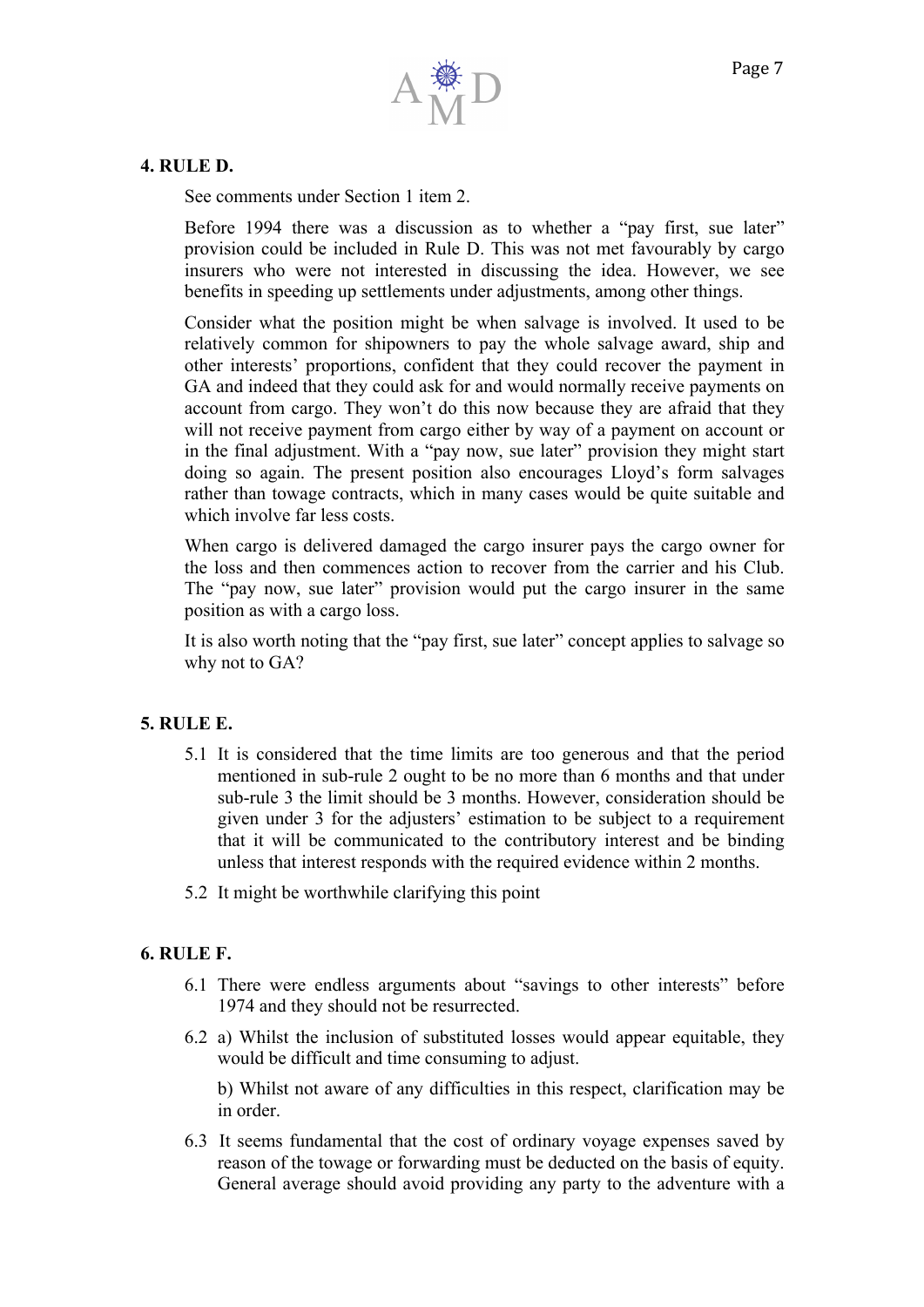## 4. RULE D.

See comments under Section 1 item 2.

Before 1994 there was a discussion as to whether a "pay first, sue later" provision could be included in Rule D. This was not met favourably by cargo insurers who were not interested in discussing the idea. However, we see benefits in speeding up settlements under adjustments, among other things.

Consider what the position might be when salvage is involved. It used to be relatively common for shipowners to pay the whole salvage award, ship and other interests' proportions, confident that they could recover the payment in GA and indeed that they could ask for and would normally receive payments on account from cargo. They won't do this now because they are afraid that they will not receive payment from cargo either by way of a payment on account or in the final adjustment. With a "pay now, sue later" provision they might start doing so again. The present position also encourages Lloyd's form salvages rather than towage contracts, which in many cases would be quite suitable and which involve far less costs.

When cargo is delivered damaged the cargo insurer pays the cargo owner for the loss and then commences action to recover from the carrier and his Club. The "pay now, sue later" provision would put the cargo insurer in the same position as with a cargo loss.

It is also worth noting that the "pay first, sue later" concept applies to salvage so why not to GA?

## 5. RULE E.

5.1 It is considered that the time limits are too generous and that the period mentioned in sub-rule 2 ought to be no more than 6 months and that under sub-rule 3 the limit should be 3 months. However, consideration should be given under 3 for the adjusters' estimation to be subject to a requirement that it will be communicated to the contributory interest and be binding unless that interest responds with the required evidence within 2 months.

5.2 It might be worthwhile clarifying this point

## 6. RULE F.

6.1 There were endless arguments about "savings to other interests" before 1974 and they should not be resurrected.

6.2 a) Whilst the inclusion of substituted losses would appear equitable, they would be difficult and time consuming to adjust.

b) Whilst not aware of any difficulties in this respect, clarification may be in order.

6.3 It seems fundamental that the cost of ordinary voyage expenses saved by reason of the towage or forwarding must be deducted on the basis of equity. General average should avoid providing any party to the adventure with a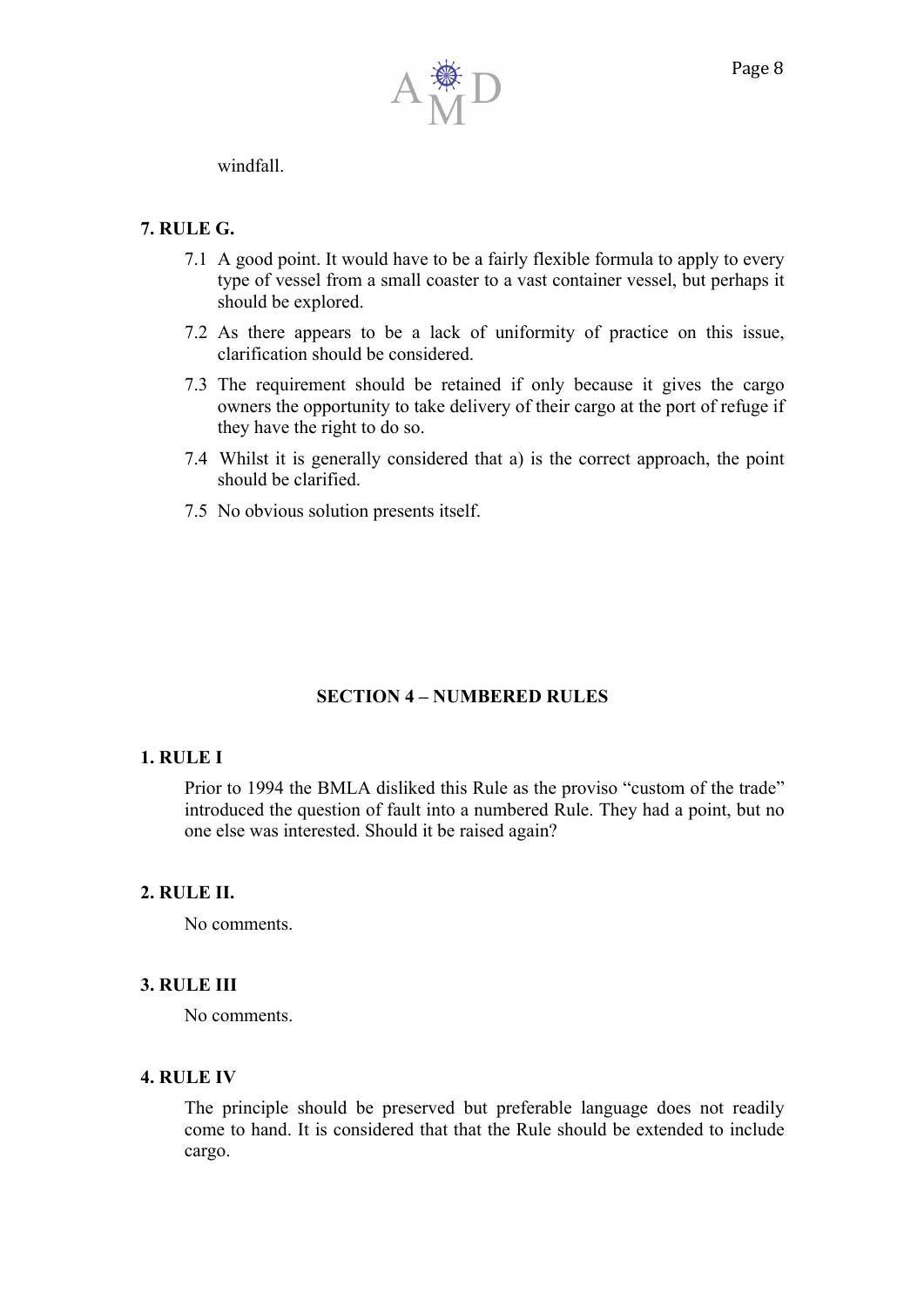windfall.

**7. RULE G.**

7.1 A good point. It would have to be a fairly flexible formula to apply to every type of vessel from a small coaster to a vast container vessel, but perhaps it should be explored.

7.2 As there appears to be a lack of uniformity of practice on this issue, clarification should be considered.

7.3 The requirement should be retained if only because it gives the cargo owners the opportunity to take delivery of their cargo at the port of refuge if they have the right to do so.

7.4 Whilst it is generally considered that a) is the correct approach, the point should be clarified.

7.5 No obvious solution presents itself.

## SECTION 4 – NUMBERED RULES

**1. RULE I**

Prior to 1994 the BMLA disliked this Rule as the proviso "custom of the trade" introduced the question of fault into a numbered Rule. They had a point, but no one else was interested. Should it be raised again?

**2. RULE II.**

No comments.

**3. RULE III**

No comments.

**4. RULE IV**

The principle should be preserved but preferable language does not readily come to hand. It is considered that that the Rule should be extended to include cargo.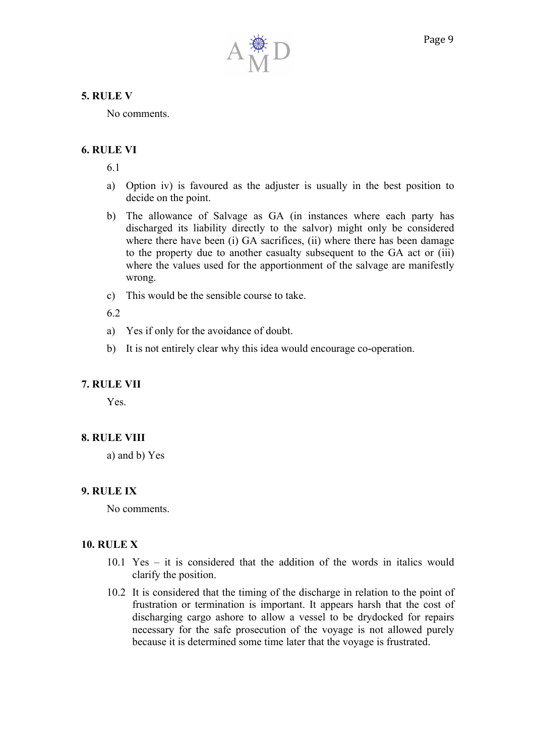**5. RULE V**

No comments.

**6. RULE VI**

6.1

a) Option iv) is favoured as the adjuster is usually in the best position to decide on the point.

b) The allowance of Salvage as GA (in instances where each party has discharged its liability directly to the salvor) might only be considered where there have been (i) GA sacrifices, (ii) where there has been damage to the property due to another casualty subsequent to the GA act or (iii) where the values used for the apportionment of the salvage are manifestly wrong.

c) This would be the sensible course to take.

6.2

a) Yes if only for the avoidance of doubt.

b) It is not entirely clear why this idea would encourage co-operation.

**7. RULE VII**

Yes.

**8. RULE VIII**

a) and b) Yes

**9. RULE IX**

No comments.

**10. RULE X**

10.1 Yes – it is considered that the addition of the words in italics would clarify the position.

10.2 It is considered that the timing of the discharge in relation to the point of frustration or termination is important. It appears harsh that the cost of discharging cargo ashore to allow a vessel to be drydocked for repairs necessary for the safe prosecution of the voyage is not allowed purely because it is determined some time later that the voyage is frustrated.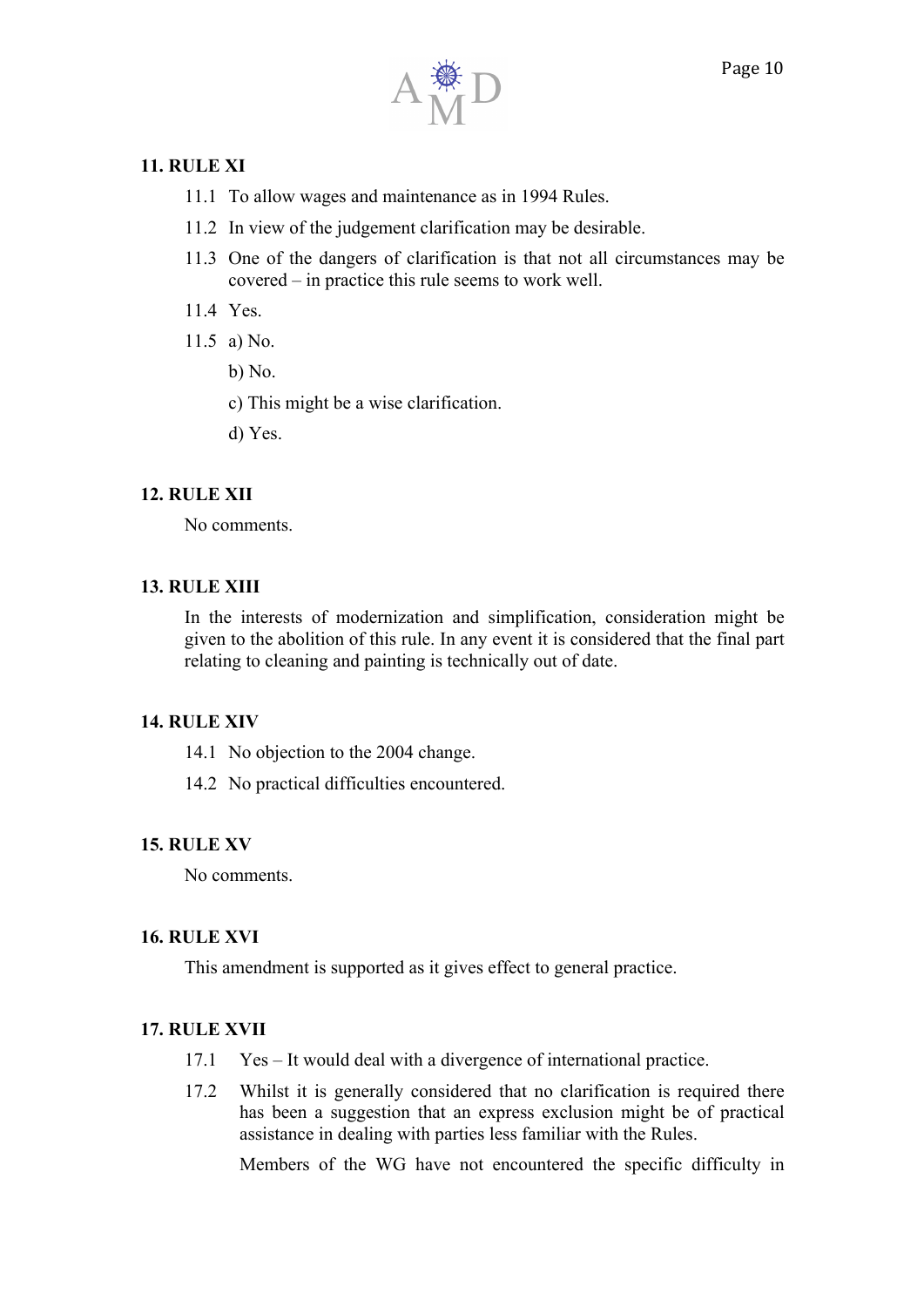## 11. RULE XI

11.1 To allow wages and maintenance as in 1994 Rules.

11.2 In view of the judgement clarification may be desirable.

11.3 One of the dangers of clarification is that not all circumstances may be covered – in practice this rule seems to work well.

11.4 Yes.

11.5 a) No.

b) No.

c) This might be a wise clarification.

d) Yes.

## 12. RULE XII

No comments.

## 13. RULE XIII

In the interests of modernization and simplification, consideration might be given to the abolition of this rule. In any event it is considered that the final part relating to cleaning and painting is technically out of date.

## 14. RULE XIV

14.1 No objection to the 2004 change.

14.2 No practical difficulties encountered.

## 15. RULE XV

No comments.

## 16. RULE XVI

This amendment is supported as it gives effect to general practice.

## 17. RULE XVII

17.1 Yes – It would deal with a divergence of international practice.

17.2 Whilst it is generally considered that no clarification is required there has been a suggestion that an express exclusion might be of practical assistance in dealing with parties less familiar with the Rules.

Members of the WG have not encountered the specific difficulty in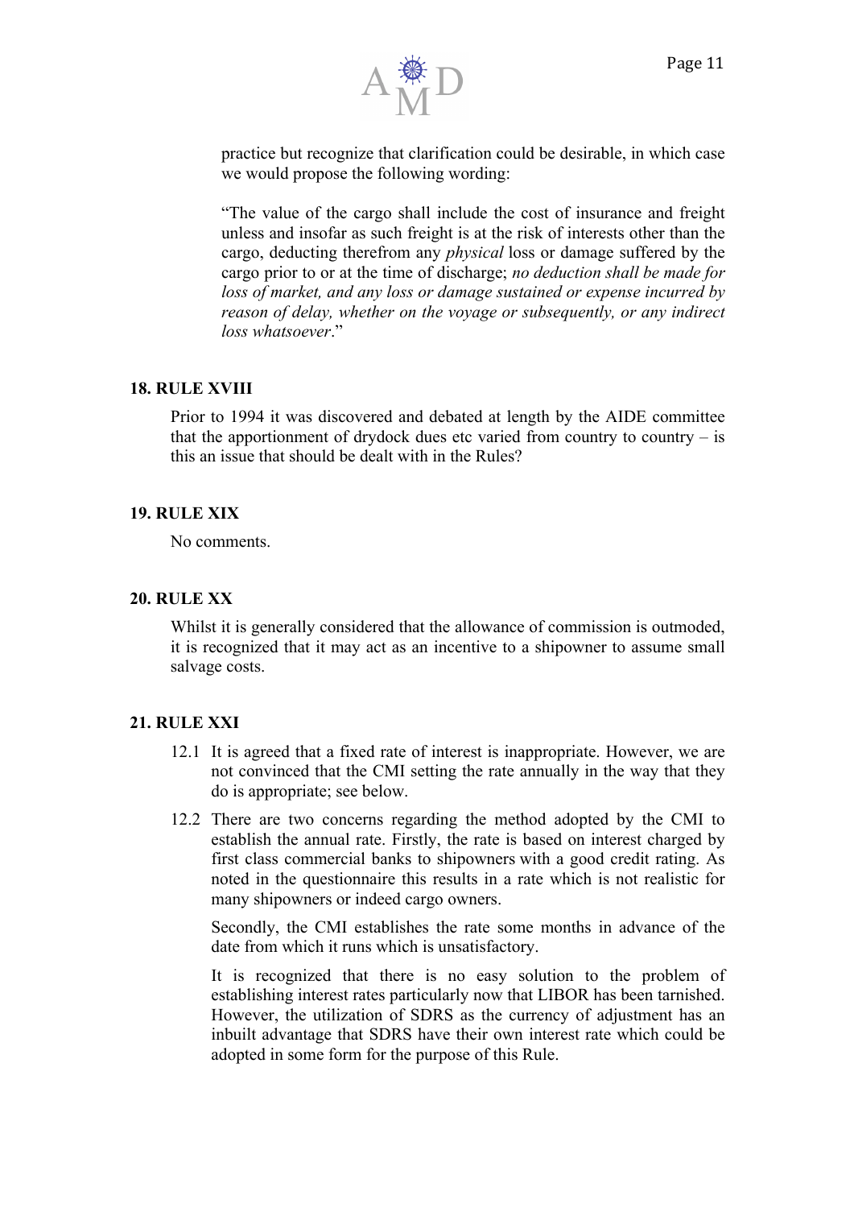practice but recognize that clarification could be desirable, in which case we would propose the following wording:

"The value of the cargo shall include the cost of insurance and freight unless and insofar as such freight is at the risk of interests other than the cargo, deducting therefrom any *physical* loss or damage suffered by the cargo prior to or at the time of discharge; *no deduction shall be made for loss of market, and any loss or damage sustained or expense incurred by reason of delay, whether on the voyage or subsequently, or any indirect loss whatsoever*."

## 18. RULE XVIII

Prior to 1994 it was discovered and debated at length by the AIDE committee that the apportionment of drydock dues etc varied from country to country – is this an issue that should be dealt with in the Rules?

## 19. RULE XIX

No comments.

## 20. RULE XX

Whilst it is generally considered that the allowance of commission is outmoded, it is recognized that it may act as an incentive to a shipowner to assume small salvage costs.

## 21. RULE XXI

12.1 It is agreed that a fixed rate of interest is inappropriate. However, we are not convinced that the CMI setting the rate annually in the way that they do is appropriate; see below.

12.2 There are two concerns regarding the method adopted by the CMI to establish the annual rate. Firstly, the rate is based on interest charged by first class commercial banks to shipowners with a good credit rating. As noted in the questionnaire this results in a rate which is not realistic for many shipowners or indeed cargo owners.

Secondly, the CMI establishes the rate some months in advance of the date from which it runs which is unsatisfactory.

It is recognized that there is no easy solution to the problem of establishing interest rates particularly now that LIBOR has been tarnished. However, the utilization of SDRS as the currency of adjustment has an inbuilt advantage that SDRS have their own interest rate which could be adopted in some form for the purpose of this Rule.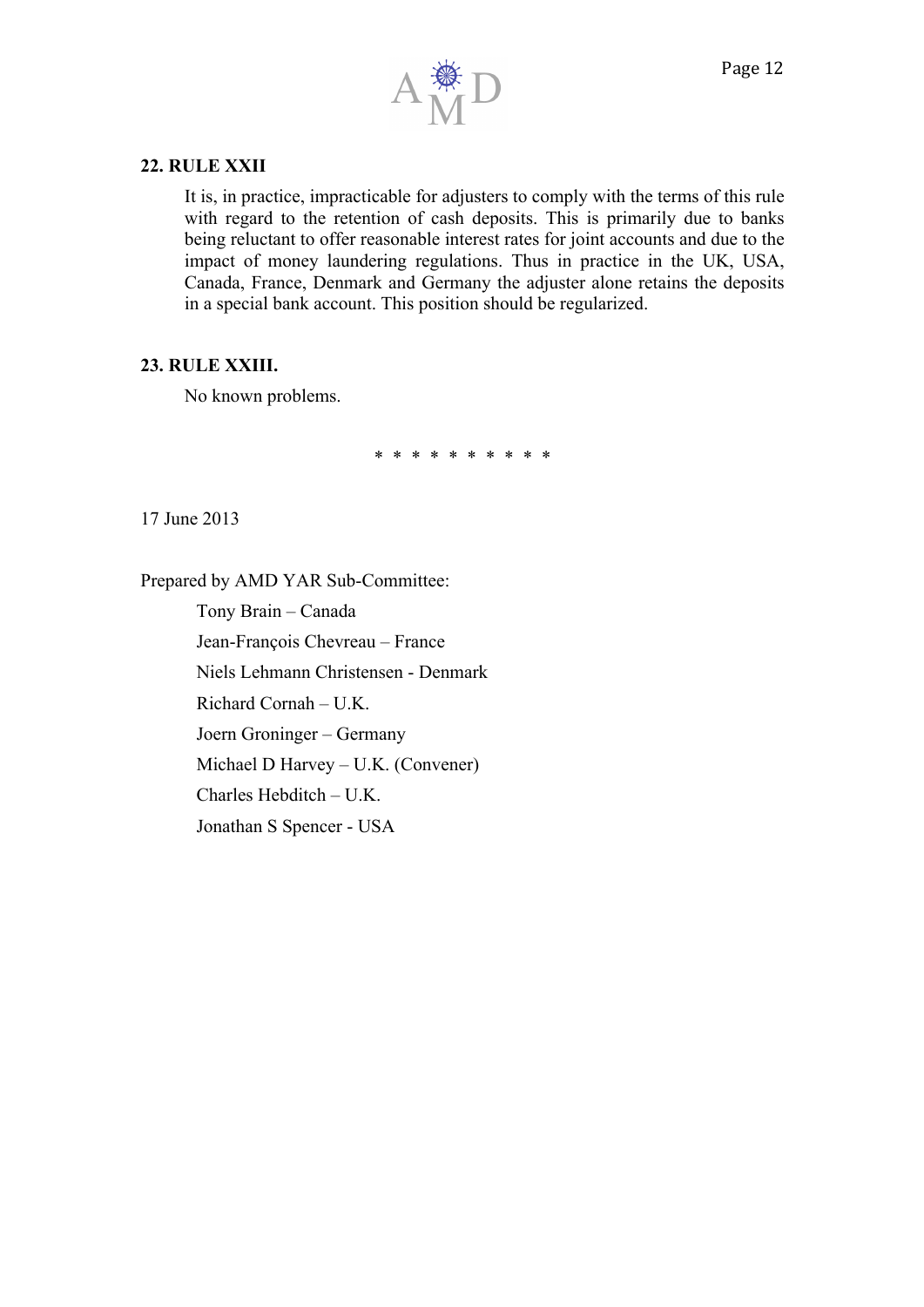## 22. RULE XXII

It is, in practice, impracticable for adjusters to comply with the terms of this rule with regard to the retention of cash deposits. This is primarily due to banks being reluctant to offer reasonable interest rates for joint accounts and due to the impact of money laundering regulations. Thus in practice in the UK, USA, Canada, France, Denmark and Germany the adjuster alone retains the deposits in a special bank account. This position should be regularized.

## 23. RULE XXIII.

No known problems.

* * * * * * * * * *

17 June 2013

Prepared by AMD YAR Sub-Committee:

Tony Brain – Canada
Jean-François Chevreau – France
Niels Lehmann Christensen - Denmark
Richard Cornah – U.K.
Joern Groninger – Germany
Michael D Harvey – U.K. (Convener)
Charles Hebditch – U.K.
Jonathan S Spencer - USA